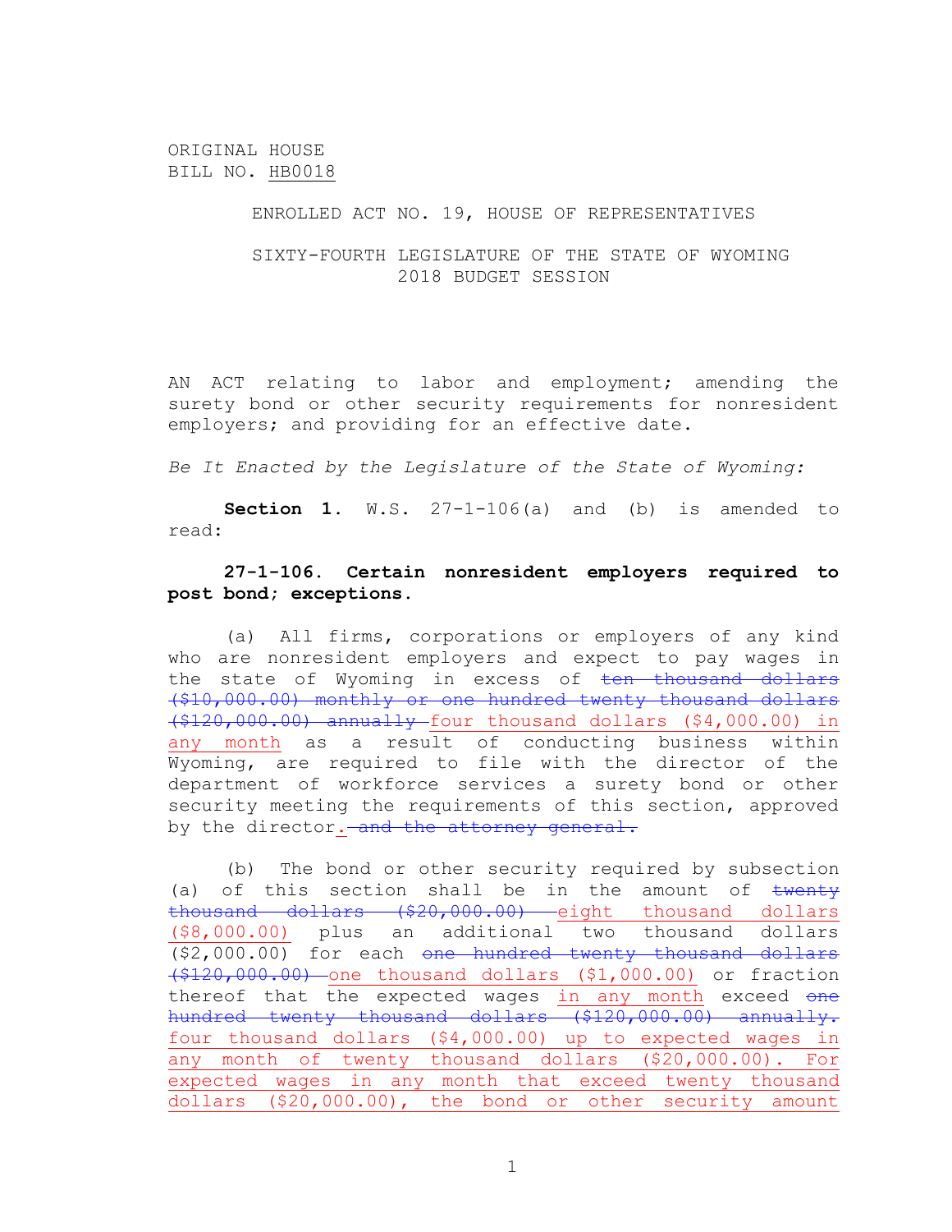ORIGINAL HOUSE
BILL NO. HB0018

ENROLLED ACT NO. 19, HOUSE OF REPRESENTATIVES

SIXTY-FOURTH LEGISLATURE OF THE STATE OF WYOMING
2018 BUDGET SESSION

AN ACT relating to labor and employment; amending the surety bond or other security requirements for nonresident employers; and providing for an effective date.

*Be It Enacted by the Legislature of the State of Wyoming:*

**Section 1.** W.S. 27-1-106(a) and (b) is amended to read:

**27-1-106. Certain nonresident employers required to post bond; exceptions.**

(a) All firms, corporations or employers of any kind who are nonresident employers and expect to pay wages in the state of Wyoming in excess of ~~ten thousand dollars ($10,000.00) monthly or one hundred twenty thousand dollars ($120,000.00) annually~~ <u>four thousand dollars ($4,000.00) in any month</u> as a result of conducting business within Wyoming, are required to file with the director of the department of workforce services a surety bond or other security meeting the requirements of this section, approved by the director<u>.</u> ~~and the attorney general.~~

(b) The bond or other security required by subsection (a) of this section shall be in the amount of ~~twenty thousand dollars ($20,000.00)~~ <u>eight thousand dollars ($8,000.00)</u> plus an additional two thousand dollars ($2,000.00) for each ~~one hundred twenty thousand dollars ($120,000.00)~~ <u>one thousand dollars ($1,000.00)</u> or fraction thereof that the expected wages <u>in any month</u> exceed ~~one hundred twenty thousand dollars ($120,000.00) annually.~~ <u>four thousand dollars ($4,000.00) up to expected wages in any month of twenty thousand dollars ($20,000.00). For expected wages in any month that exceed twenty thousand dollars ($20,000.00), the bond or other security amount</u>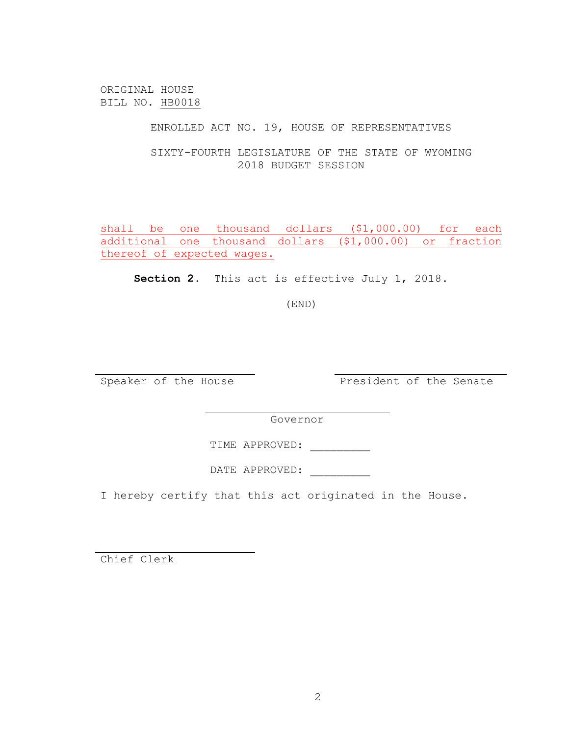ORIGINAL HOUSE
BILL NO. HB0018

ENROLLED ACT NO. 19, HOUSE OF REPRESENTATIVES

SIXTY-FOURTH LEGISLATURE OF THE STATE OF WYOMING
2018 BUDGET SESSION

shall be one thousand dollars ($1,000.00) for each additional one thousand dollars ($1,000.00) or fraction thereof of expected wages.

**Section 2.** This act is effective July 1, 2018.

(END)

Speaker of the House

President of the Senate

Governor

TIME APPROVED: _________

DATE APPROVED: _________

I hereby certify that this act originated in the House.

Chief Clerk